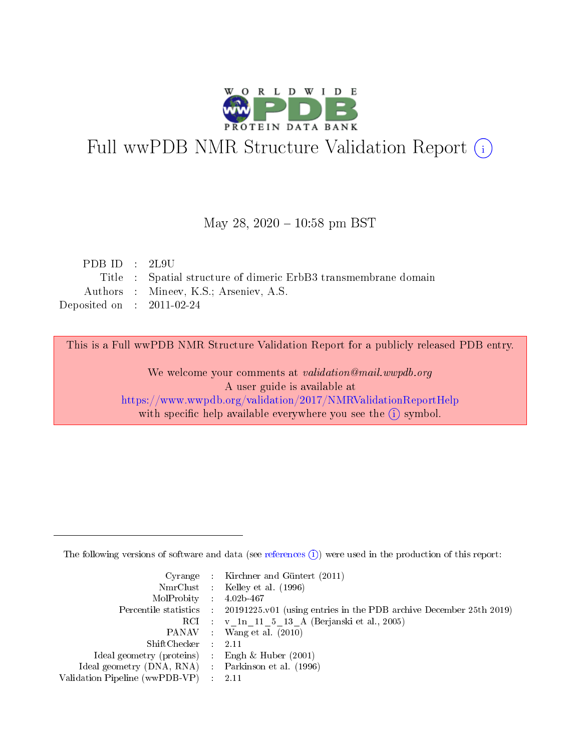# Full wwPDB NMR Structure Validation Report ⓘ

May 28, 2020 – 10:58 pm BST

| | | |
|---|---|---|
| PDB ID | : | 2L9U |
| Title | : | Spatial structure of dimeric ErbB3 transmembrane domain |
| Authors | : | Mineev, K.S.; Arseniev, A.S. |
| Deposited on | : | 2011-02-24 |

This is a Full wwPDB NMR Structure Validation Report for a publicly released PDB entry.

We welcome your comments at *validation@mail.wwpdb.org*
A user guide is available at
https://www.wwpdb.org/validation/2017/NMRValidationReportHelp
with specific help available everywhere you see the ⓘ symbol.

The following versions of software and data (see references ⓘ) were used in the production of this report:

| | | |
|---|---|---|
| Cyrange | : | Kirchner and Güntert (2011) |
| NmrClust | : | Kelley et al. (1996) |
| MolProbity | : | 4.02b-467 |
| Percentile statistics | : | 20191225.v01 (using entries in the PDB archive December 25th 2019) |
| RCI | : | v_1n_11_5_13_A (Berjanski et al., 2005) |
| PANAV | : | Wang et al. (2010) |
| ShiftChecker | : | 2.11 |
| Ideal geometry (proteins) | : | Engh & Huber (2001) |
| Ideal geometry (DNA, RNA) | : | Parkinson et al. (1996) |
| Validation Pipeline (wwPDB-VP) | : | 2.11 |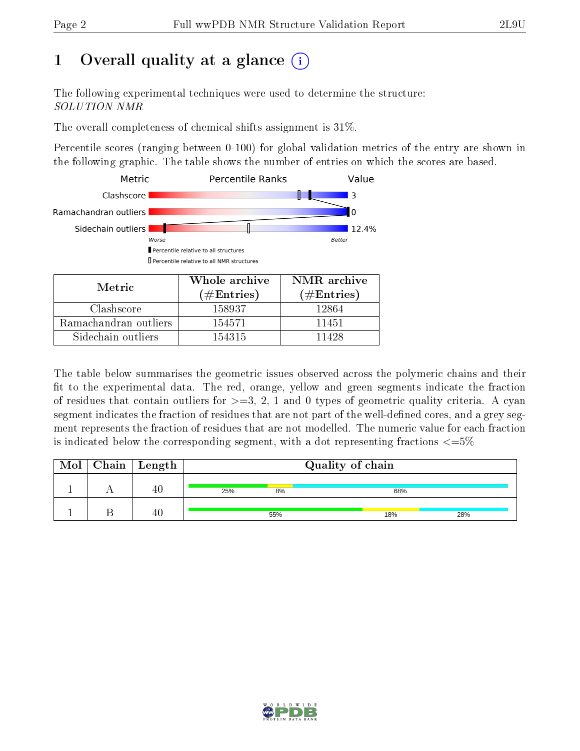# 1 Overall quality at a glance (i)

The following experimental techniques were used to determine the structure:
*SOLUTION NMR*

The overall completeness of chemical shifts assignment is 31%.

Percentile scores (ranging between 0-100) for global validation metrics of the entry are shown in the following graphic. The table shows the number of entries on which the scores are based.

Metric
Percentile Ranks
Value
Clashscore
3
Ramachandran outliers
0
Sidechain outliers
12.4%
Worse
Better
Percentile relative to all structures
Percentile relative to all NMR structures

| Metric | Whole archive (#Entries) | NMR archive (#Entries) |
|---|---|---|
| Clashscore | 158937 | 12864 |
| Ramachandran outliers | 154571 | 11451 |
| Sidechain outliers | 154315 | 11428 |

The table below summarises the geometric issues observed across the polymeric chains and their fit to the experimental data. The red, orange, yellow and green segments indicate the fraction of residues that contain outliers for >=3, 2, 1 and 0 types of geometric quality criteria. A cyan segment indicates the fraction of residues that are not part of the well-defined cores, and a grey segment represents the fraction of residues that are not modelled. The numeric value for each fraction is indicated below the corresponding segment, with a dot representing fractions <=5%

| Mol | Chain | Length | Quality of chain |
|---|---|---|---|
| 1 | A | 40 | 25% 8% 68% |
| 1 | B | 40 | 55% 18% 28% |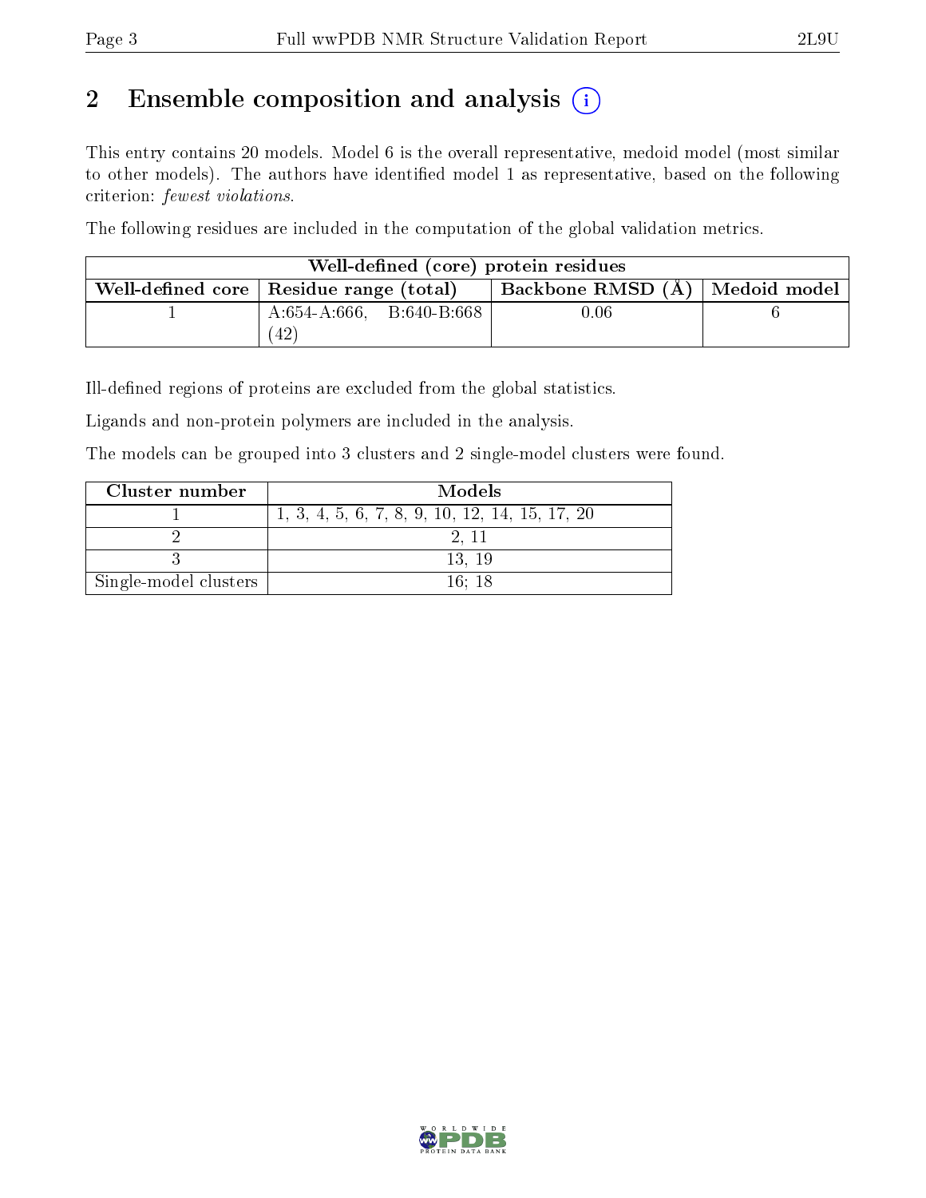## 2 Ensemble composition and analysis

This entry contains 20 models. Model 6 is the overall representative, medoid model (most similar to other models). The authors have identified model 1 as representative, based on the following criterion: *fewest violations*.

The following residues are included in the computation of the global validation metrics.

| Well-defined (core) protein residues | | | |
|---|---|---|---|
| Well-defined core | Residue range (total) | Backbone RMSD (Å) | Medoid model |
| 1 | A:654-A:666, B:640-B:668 (42) | 0.06 | 6 |

Ill-defined regions of proteins are excluded from the global statistics.

Ligands and non-protein polymers are included in the analysis.

The models can be grouped into 3 clusters and 2 single-model clusters were found.

| Cluster number | Models |
|---|---|
| 1 | 1, 3, 4, 5, 6, 7, 8, 9, 10, 12, 14, 15, 17, 20 |
| 2 | 2, 11 |
| 3 | 13, 19 |
| Single-model clusters | 16; 18 |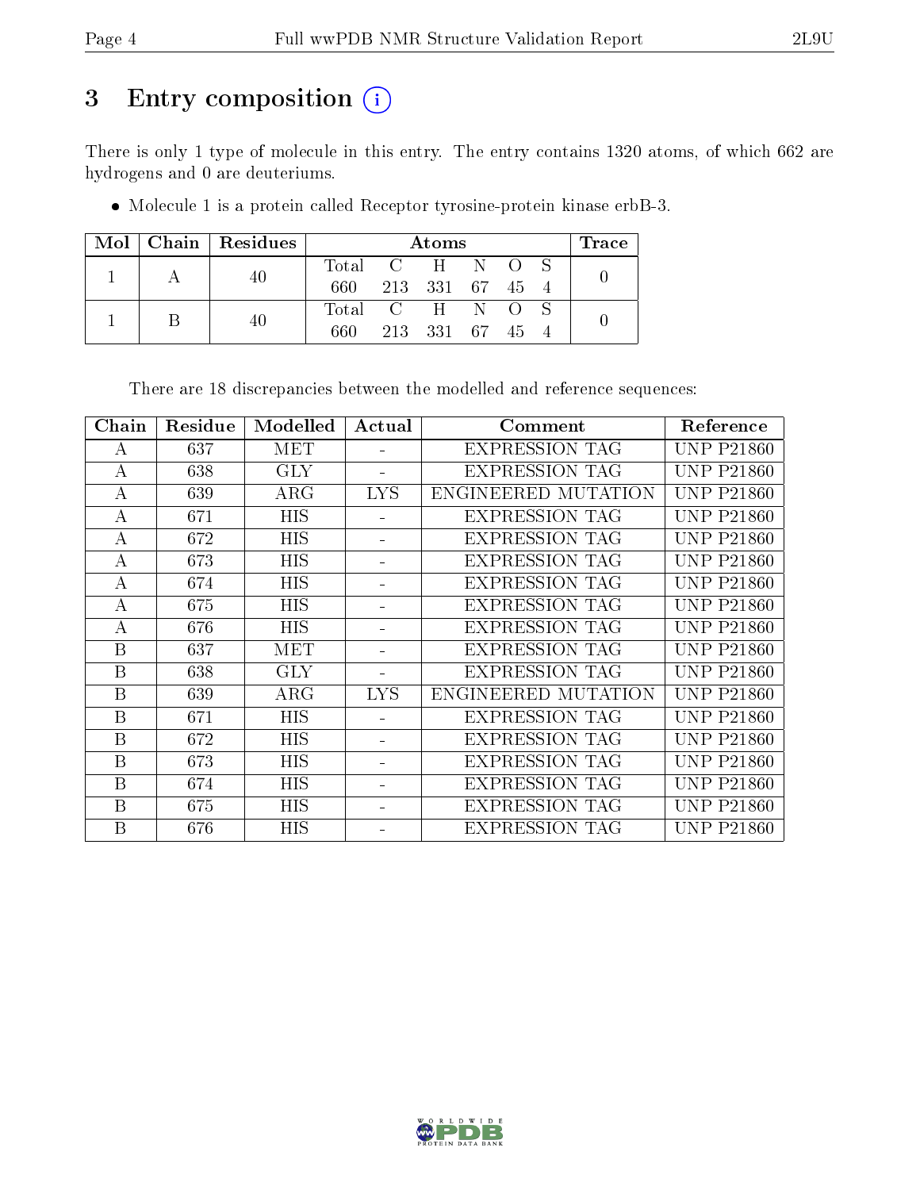# 3 Entry composition (i)

There is only 1 type of molecule in this entry. The entry contains 1320 atoms, of which 662 are hydrogens and 0 are deuteriums.

- Molecule 1 is a protein called Receptor tyrosine-protein kinase erbB-3.

| Mol | Chain | Residues | Atoms | | | | | | Trace |
|---|---|---|---|---|---|---|---|---|---|
| 1 | A | 40 | Total | C | H | N | O | S | 0 |
| | | | 660 | 213 | 331 | 67 | 45 | 4 | |
| 1 | B | 40 | Total | C | H | N | O | S | 0 |
| | | | 660 | 213 | 331 | 67 | 45 | 4 | |

There are 18 discrepancies between the modelled and reference sequences:

| Chain | Residue | Modelled | Actual | Comment | Reference |
|---|---|---|---|---|---|
| A | 637 | MET | - | EXPRESSION TAG | UNP P21860 |
| A | 638 | GLY | - | EXPRESSION TAG | UNP P21860 |
| A | 639 | ARG | LYS | ENGINEERED MUTATION | UNP P21860 |
| A | 671 | HIS | - | EXPRESSION TAG | UNP P21860 |
| A | 672 | HIS | - | EXPRESSION TAG | UNP P21860 |
| A | 673 | HIS | - | EXPRESSION TAG | UNP P21860 |
| A | 674 | HIS | - | EXPRESSION TAG | UNP P21860 |
| A | 675 | HIS | - | EXPRESSION TAG | UNP P21860 |
| A | 676 | HIS | - | EXPRESSION TAG | UNP P21860 |
| B | 637 | MET | - | EXPRESSION TAG | UNP P21860 |
| B | 638 | GLY | - | EXPRESSION TAG | UNP P21860 |
| B | 639 | ARG | LYS | ENGINEERED MUTATION | UNP P21860 |
| B | 671 | HIS | - | EXPRESSION TAG | UNP P21860 |
| B | 672 | HIS | - | EXPRESSION TAG | UNP P21860 |
| B | 673 | HIS | - | EXPRESSION TAG | UNP P21860 |
| B | 674 | HIS | - | EXPRESSION TAG | UNP P21860 |
| B | 675 | HIS | - | EXPRESSION TAG | UNP P21860 |
| B | 676 | HIS | - | EXPRESSION TAG | UNP P21860 |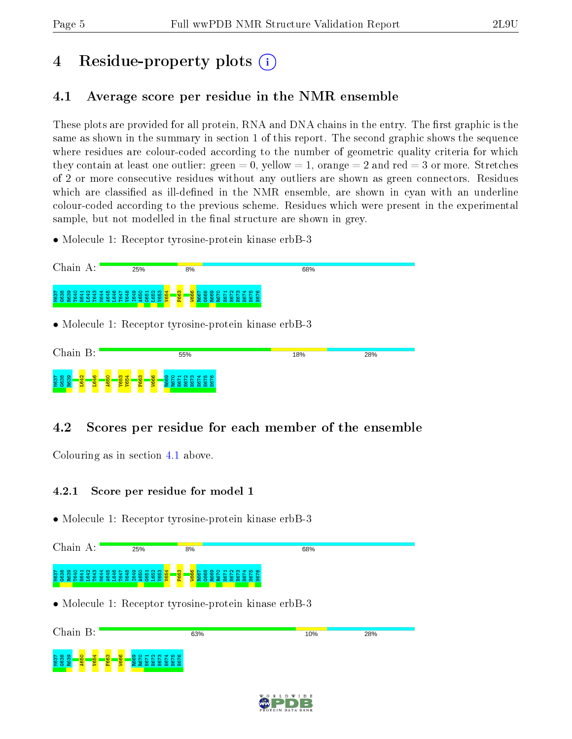# 4 Residue-property plots

## 4.1 Average score per residue in the NMR ensemble

These plots are provided for all protein, RNA and DNA chains in the entry. The first graphic is the same as shown in the summary in section 1 of this report. The second graphic shows the sequence where residues are colour-coded according to the number of geometric quality criteria for which they contain at least one outlier: green = 0, yellow = 1, orange = 2 and red = 3 or more. Stretches of 2 or more consecutive residues without any outliers are shown as green connectors. Residues which are classified as ill-defined in the NMR ensemble, are shown in cyan with an underline colour-coded according to the previous scheme. Residues which were present in the experimental sample, but not modelled in the final structure are shown in grey.

- Molecule 1: Receptor tyrosine-protein kinase erbB-3

Chain A:

25%

8%

68%

M637 G638 R639 T640 H641 L642 T643 M644 A645 L646 T647 V648 I649 A650 G651 L652 V653 V654 F663 W666 R667 G668 R669 R670 H671 H672 H673 H674 H675 H676

- Molecule 1: Receptor tyrosine-protein kinase erbB-3

Chain B:

55%

18%

28%

M637 G638 R639 L642 L646 A650 V653 V654 F663 W666 R669 R670 H671 H672 H673 H674 H675 H676

## 4.2 Scores per residue for each member of the ensemble

Colouring as in section 4.1 above.

### 4.2.1 Score per residue for model 1

- Molecule 1: Receptor tyrosine-protein kinase erbB-3

Chain A:

25%

8%

68%

M637 G638 R639 T640 H641 L642 T643 M644 A645 L646 T647 V648 I649 A650 G651 L652 V653 V654 F663 W666 R667 G668 R669 R670 H671 H672 H673 H674 H675 H676

- Molecule 1: Receptor tyrosine-protein kinase erbB-3

Chain B:

63%

10%

28%

M637 G638 R639 A650 V654 F663 W666 R669 R670 H671 H672 H673 H674 H675 H676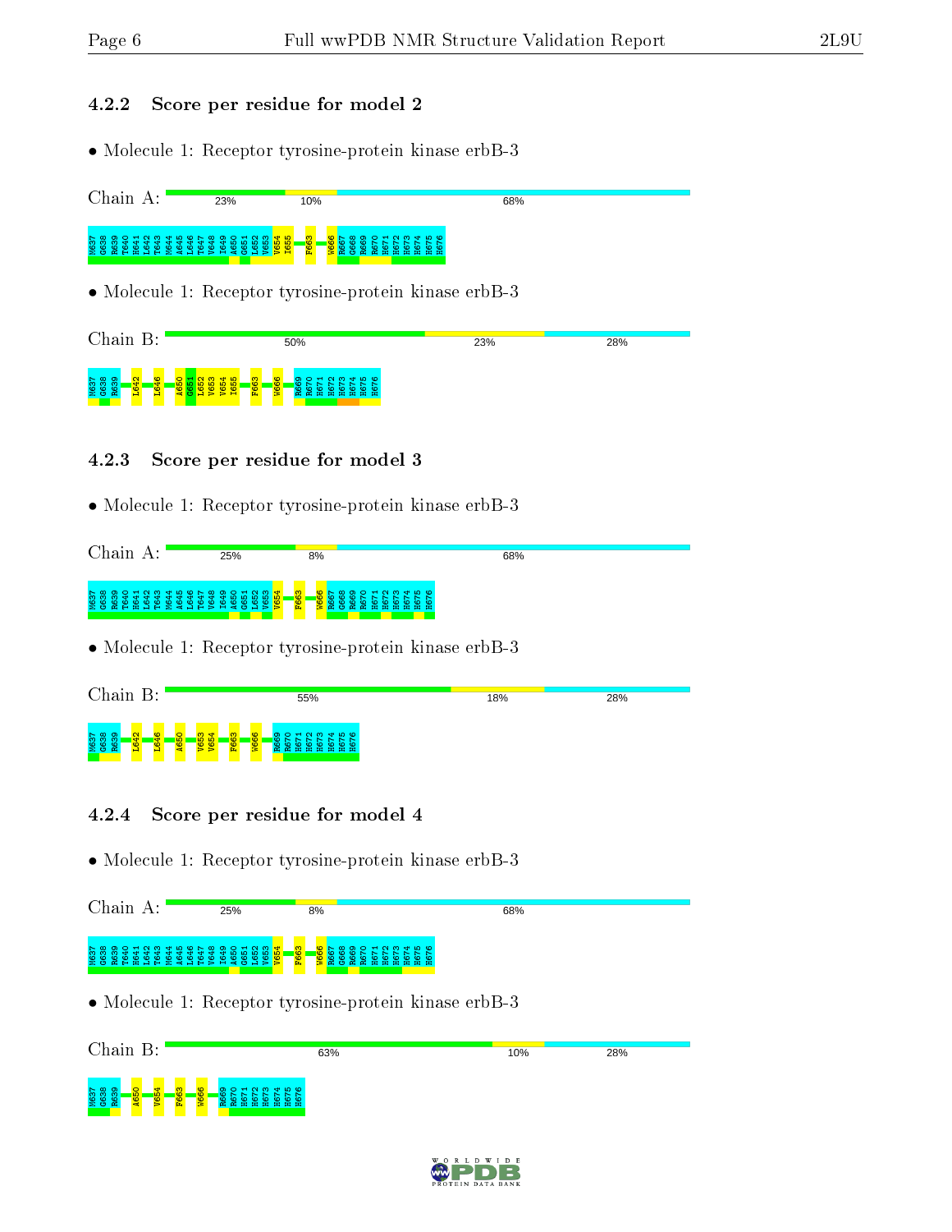### 4.2.2 Score per residue for model 2

- Molecule 1: Receptor tyrosine-protein kinase erbB-3

Chain A: 23% 10% 68%

M637 G638 R639 T640 H641 L642 T643 M644 A645 L646 T647 V648 I649 A650 G651 L652 V653 V654 I655 F663 W666 R667 G668 R669 R670 H671 H672 H673 H674 H675 H676

- Molecule 1: Receptor tyrosine-protein kinase erbB-3

Chain B: 50% 23% 28%

M637 G638 R639 L642 L646 A650 G651 L652 V653 V654 I655 F663 W666 R669 R670 H671 H672 H673 H674 H675 H676

### 4.2.3 Score per residue for model 3

- Molecule 1: Receptor tyrosine-protein kinase erbB-3

Chain A: 25% 8% 68%

M637 G638 R639 T640 H641 L642 T643 M644 A645 L646 T647 V648 I649 A650 G651 L652 V653 V654 F663 W666 R667 G668 R669 R670 H671 H672 H673 H674 H675 H676

- Molecule 1: Receptor tyrosine-protein kinase erbB-3

Chain B: 55% 18% 28%

M637 G638 R639 L642 L646 A650 V653 V654 F663 W666 R669 R670 H671 H672 H673 H674 H675 H676

### 4.2.4 Score per residue for model 4

- Molecule 1: Receptor tyrosine-protein kinase erbB-3

Chain A: 25% 8% 68%

M637 G638 R639 T640 H641 L642 T643 M644 A645 L646 T647 V648 I649 A650 G651 L652 V653 V654 F663 W666 R667 G668 R669 R670 H671 H672 H673 H674 H675 H676

- Molecule 1: Receptor tyrosine-protein kinase erbB-3

Chain B: 63% 10% 28%

M637 G638 R639 A650 V654 F663 W666 R669 R670 H671 H672 H673 H674 H675 H676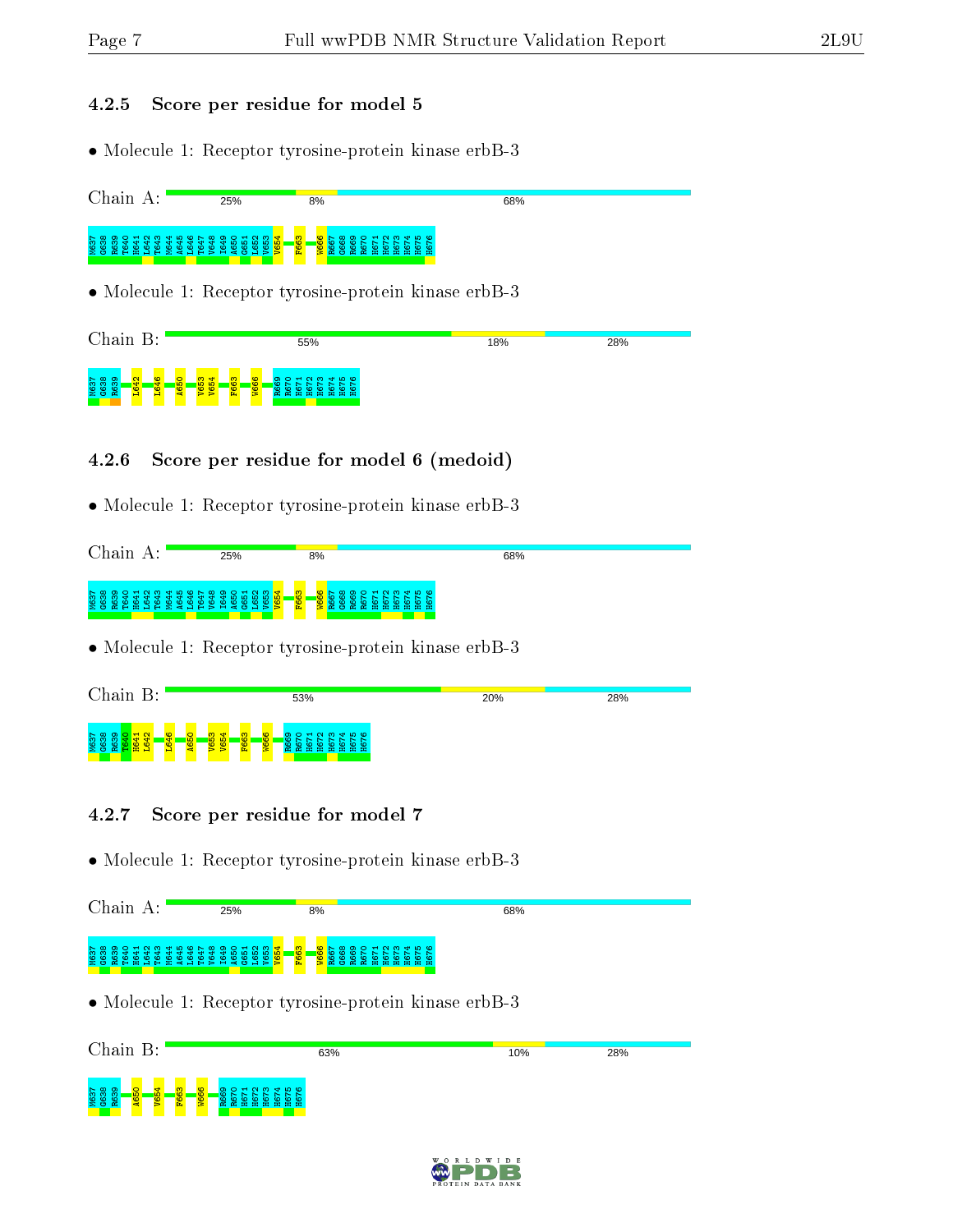### 4.2.5 Score per residue for model 5

- Molecule 1: Receptor tyrosine-protein kinase erbB-3

Chain A: 25% 8% 68%

M637 G638 R639 T640 H641 L642 T643 M644 A645 L646 T647 V648 I649 A650 G651 L652 V653 V654 F663 W666 R667 G668 R669 R670 H671 H672 H673 H674 H675 H676

- Molecule 1: Receptor tyrosine-protein kinase erbB-3

Chain B: 55% 18% 28%

M637 G638 R639 L642 L646 A650 V653 V654 F663 W666 R669 R670 H671 H672 H673 H674 H675 H676

### 4.2.6 Score per residue for model 6 (medoid)

- Molecule 1: Receptor tyrosine-protein kinase erbB-3

Chain A: 25% 8% 68%

M637 G638 R639 T640 H641 L642 T643 M644 A645 L646 T647 V648 I649 A650 G651 L652 V653 V654 F663 W666 R667 G668 R669 R670 H671 H672 H673 H674 H675 H676

- Molecule 1: Receptor tyrosine-protein kinase erbB-3

Chain B: 53% 20% 28%

M637 G638 R639 T640 H641 L642 L646 A650 V653 V654 F663 W666 R669 R670 H671 H672 H673 H674 H675 H676

### 4.2.7 Score per residue for model 7

- Molecule 1: Receptor tyrosine-protein kinase erbB-3

Chain A: 25% 8% 68%

M637 G638 R639 T640 H641 L642 T643 M644 A645 L646 T647 V648 I649 A650 G651 L652 V653 V654 F663 W666 R667 G668 R669 R670 H671 H672 H673 H674 H675 H676

- Molecule 1: Receptor tyrosine-protein kinase erbB-3

Chain B: 63% 10% 28%

M637 G638 R639 A650 V654 F663 W666 R669 R670 H671 H672 H673 H674 H675 H676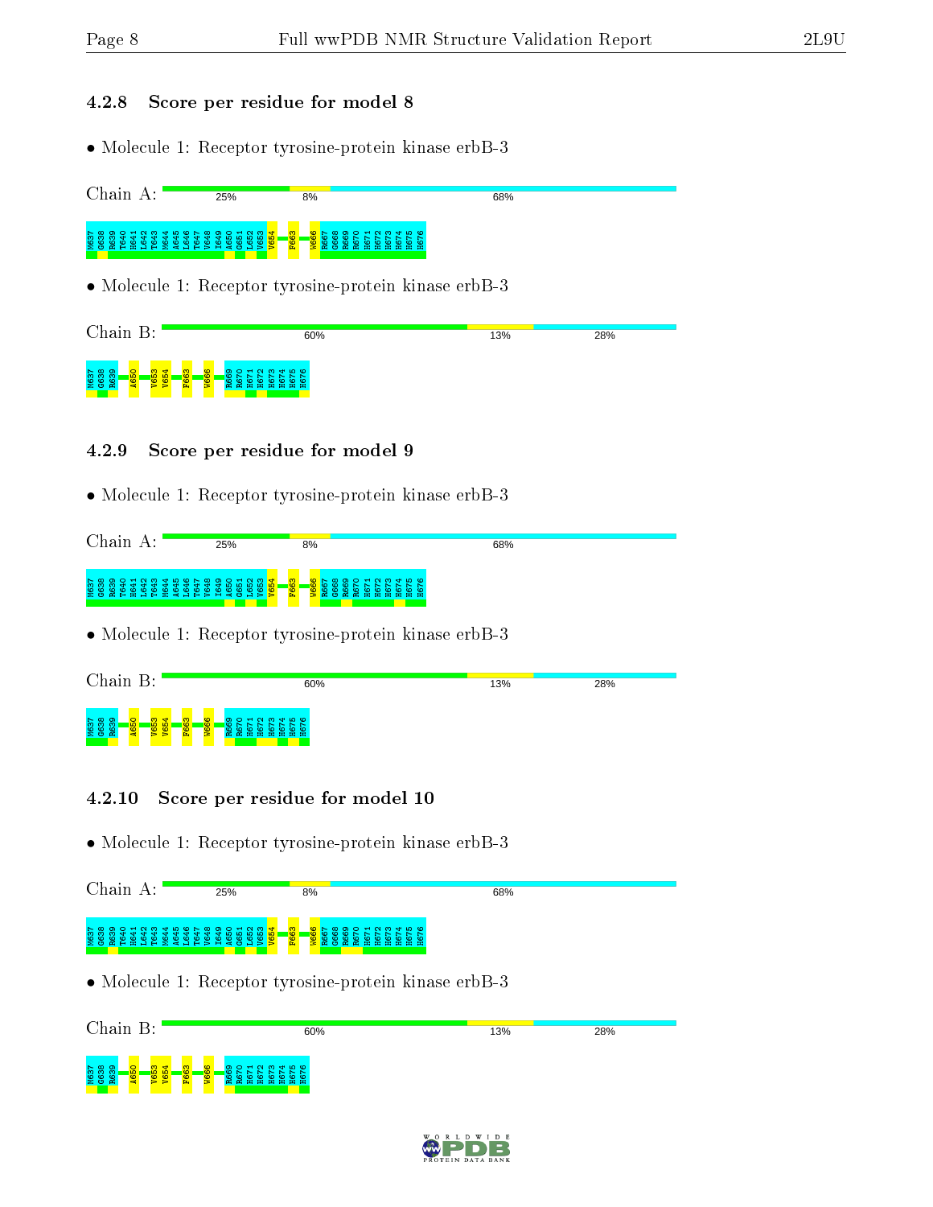### 4.2.8 Score per residue for model 8

- Molecule 1: Receptor tyrosine-protein kinase erbB-3

Chain A:

25%

8%

68%

M637 G638 R639 T640 H641 L642 T643 M644 A645 L646 T647 V648 I649 A650 G651 L652 V653 V654 F663 W666 R667 G668 R669 R670 H671 H672 H673 H674 H675 H676

- Molecule 1: Receptor tyrosine-protein kinase erbB-3

Chain B:

60%

13%

28%

M637 G638 R639 A650 V653 V654 F663 W666 R669 R670 H671 H672 H673 H674 H675 H676

### 4.2.9 Score per residue for model 9

- Molecule 1: Receptor tyrosine-protein kinase erbB-3

Chain A:

25%

8%

68%

M637 G638 R639 T640 H641 L642 T643 M644 A645 L646 T647 V648 I649 A650 G651 L652 V653 V654 F663 W666 R667 G668 R669 R670 H671 H672 H673 H674 H675 H676

- Molecule 1: Receptor tyrosine-protein kinase erbB-3

Chain B:

60%

13%

28%

M637 G638 R639 A650 V653 V654 F663 W666 R669 R670 H671 H672 H673 H674 H675 H676

### 4.2.10 Score per residue for model 10

- Molecule 1: Receptor tyrosine-protein kinase erbB-3

Chain A:

25%

8%

68%

M637 G638 R639 T640 H641 L642 T643 M644 A645 L646 T647 V648 I649 A650 G651 L652 V653 V654 F663 W666 R667 G668 R669 R670 H671 H672 H673 H674 H675 H676

- Molecule 1: Receptor tyrosine-protein kinase erbB-3

Chain B:

60%

13%

28%

M637 G638 R639 A650 V653 V654 F663 W666 R669 R670 H671 H672 H673 H674 H675 H676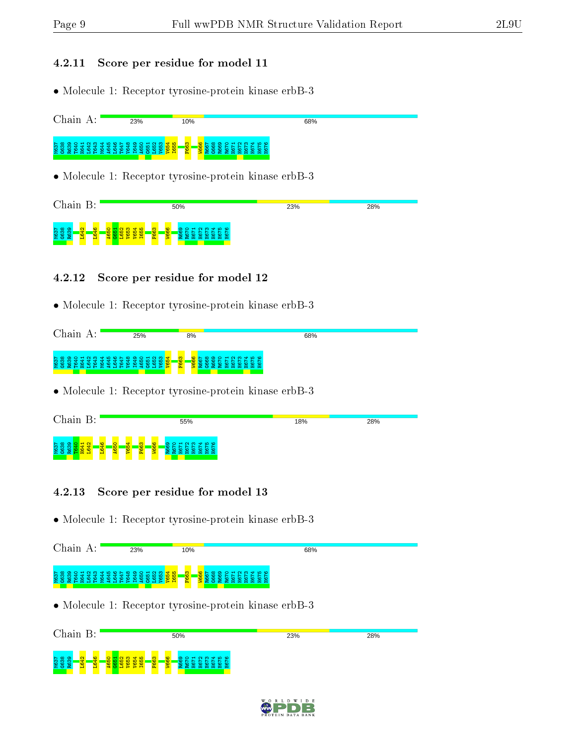### 4.2.11 Score per residue for model 11

- Molecule 1: Receptor tyrosine-protein kinase erbB-3

Chain A:
23%
10%
68%

M637 G638 R639 T640 H641 L642 T643 M644 A645 L646 T647 V648 I649 A650 G651 L652 V653 V654 I655 F663 W666 R667 G668 R669 R670 H671 H672 H673 H674 H675 H676

- Molecule 1: Receptor tyrosine-protein kinase erbB-3

Chain B:
50%
23%
28%

M637 G638 R639 L642 L646 A650 G651 L652 V653 V654 I655 F663 W666 R669 R670 H671 H672 H673 H674 H675 H676

### 4.2.12 Score per residue for model 12

- Molecule 1: Receptor tyrosine-protein kinase erbB-3

Chain A:
25%
8%
68%

M637 G638 R639 T640 H641 L642 T643 M644 A645 L646 T647 V648 I649 A650 G651 L652 V653 V654 F663 W666 R667 G668 R669 R670 H671 H672 H673 H674 H675 H676

- Molecule 1: Receptor tyrosine-protein kinase erbB-3

Chain B:
55%
18%
28%

M637 G638 R639 T640 H641 L642 L646 A650 V654 F663 W666 R669 R670 H671 H672 H673 H674 H675 H676

### 4.2.13 Score per residue for model 13

- Molecule 1: Receptor tyrosine-protein kinase erbB-3

Chain A:
23%
10%
68%

M637 G638 R639 T640 H641 L642 T643 M644 A645 L646 T647 V648 I649 A650 G651 L652 V653 V654 I655 F663 W666 R667 G668 R669 R670 H671 H672 H673 H674 H675 H676

- Molecule 1: Receptor tyrosine-protein kinase erbB-3

Chain B:
50%
23%
28%

M637 G638 R639 L642 L646 A650 G651 L652 V653 V654 I655 F663 W666 R669 R670 H671 H672 H673 H674 H675 H676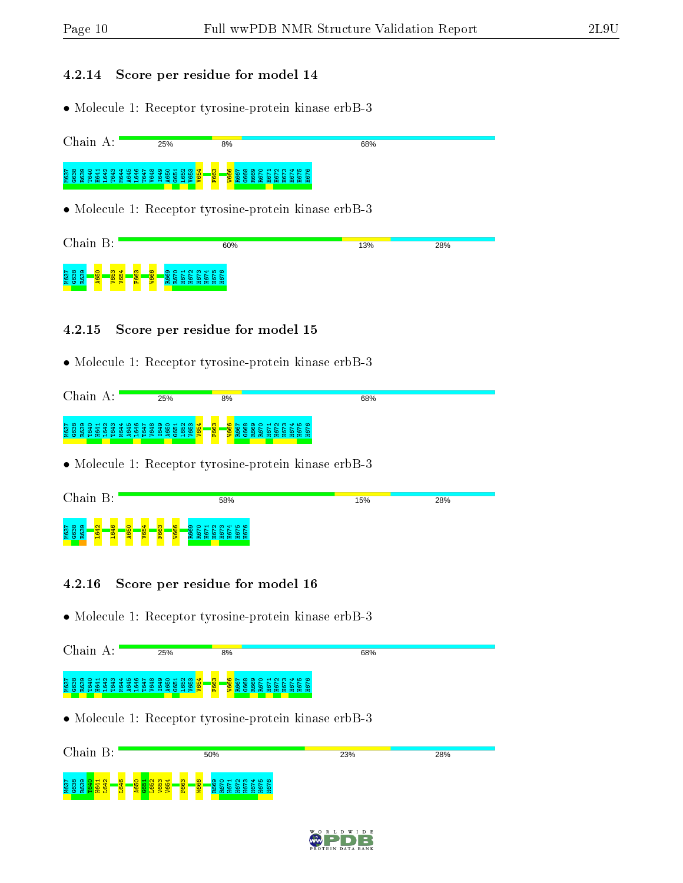### 4.2.14 Score per residue for model 14

- Molecule 1: Receptor tyrosine-protein kinase erbB-3

Chain A:

25%

8%

68%

M637
G638
R639
T640
H641
L642
T643
M644
A645
L646
T647
V648
I649
A650
G651
L652
V653
V654
F663
W666
R667
G668
R669
R670
H671
H672
H673
H674
H675
H676

- Molecule 1: Receptor tyrosine-protein kinase erbB-3

Chain B:

60%

13%

28%

M637
G638
R639
A650
V653
V654
F663
W666
R669
R670
H671
H672
H673
H674
H675
H676

### 4.2.15 Score per residue for model 15

- Molecule 1: Receptor tyrosine-protein kinase erbB-3

Chain A:

25%

8%

68%

M637
G638
R639
T640
H641
L642
T643
M644
A645
L646
T647
V648
I649
A650
G651
L652
V653
V654
F663
W666
R667
G668
R669
R670
H671
H672
H673
H674
H675
H676

- Molecule 1: Receptor tyrosine-protein kinase erbB-3

Chain B:

58%

15%

28%

M637
G638
R639
L642
L646
A650
V654
F663
W666
R669
R670
H671
H672
H673
H674
H675
H676

### 4.2.16 Score per residue for model 16

- Molecule 1: Receptor tyrosine-protein kinase erbB-3

Chain A:

25%

8%

68%

M637
G638
R639
T640
H641
L642
T643
M644
A645
L646
T647
V648
I649
A650
G651
L652
V653
V654
F663
W666
R667
G668
R669
R670
H671
H672
H673
H674
H675
H676

- Molecule 1: Receptor tyrosine-protein kinase erbB-3

Chain B:

50%

23%

28%

M637
G638
R639
T640
H641
L642
L646
A650
G651
L652
V653
V654
F663
W666
R669
R670
H671
H672
H673
H674
H675
H676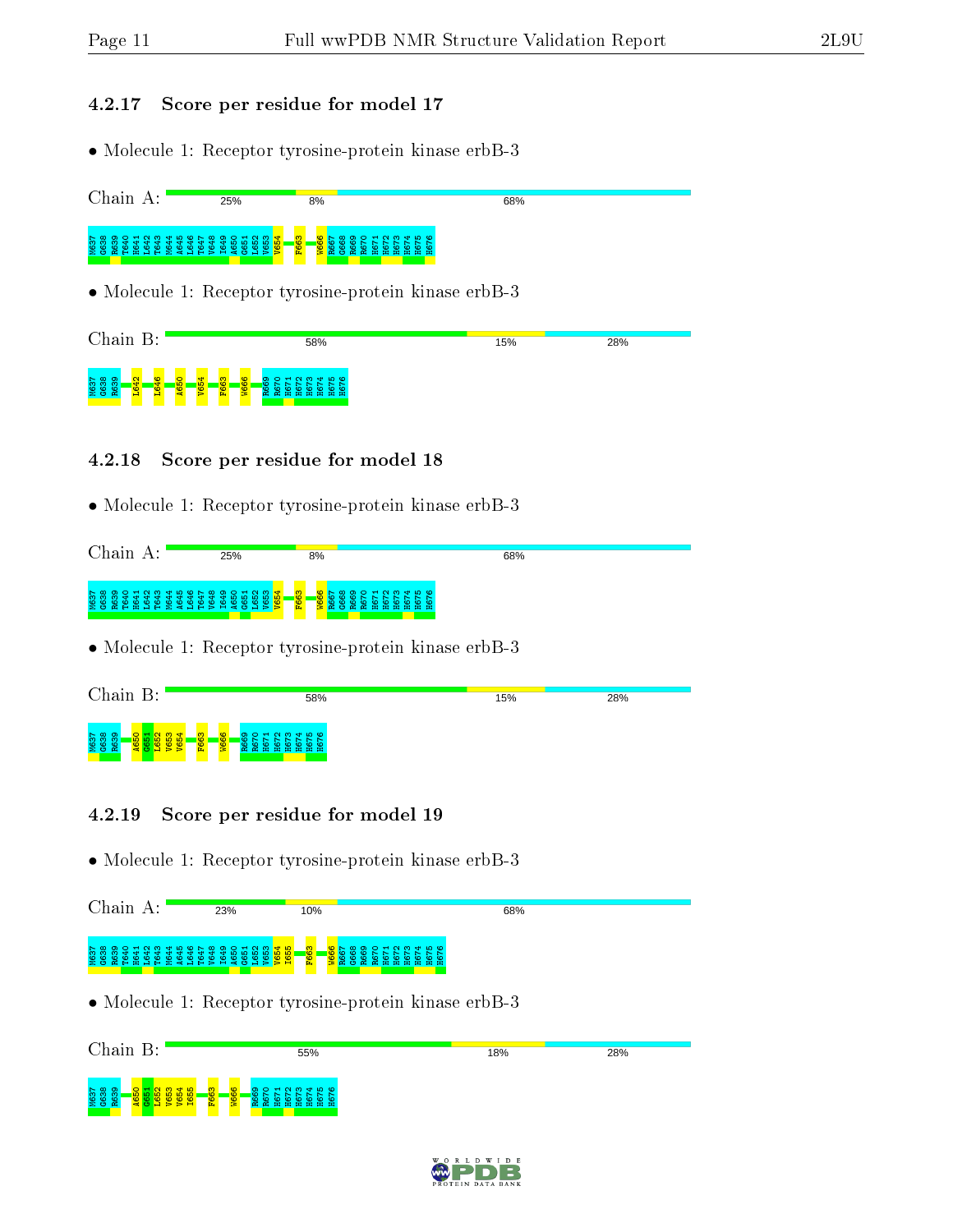### 4.2.17 Score per residue for model 17

- Molecule 1: Receptor tyrosine-protein kinase erbB-3

Chain A:
25%
8%
68%

M637 G638 R639 T640 H641 L642 T643 M644 A645 L646 T647 V648 I649 A650 G651 L652 V653 V654 F663 W666 R667 G668 R669 H670 H671 H672 H673 H674 H675 H676

- Molecule 1: Receptor tyrosine-protein kinase erbB-3

Chain B:
58%
15%
28%

M637 G638 R639 L642 L646 A650 V654 F663 W666 R669 H670 H671 H672 H673 H674 H675 H676

### 4.2.18 Score per residue for model 18

- Molecule 1: Receptor tyrosine-protein kinase erbB-3

Chain A:
25%
8%
68%

M637 G638 R639 T640 H641 L642 T643 M644 A645 L646 T647 V648 I649 A650 G651 L652 V653 V654 F663 W666 R667 G668 R669 H670 H671 H672 H673 H674 H675 H676

- Molecule 1: Receptor tyrosine-protein kinase erbB-3

Chain B:
58%
15%
28%

M637 G638 R639 A650 G651 L652 V653 V654 F663 W666 R669 H670 H671 H672 H673 H674 H675 H676

### 4.2.19 Score per residue for model 19

- Molecule 1: Receptor tyrosine-protein kinase erbB-3

Chain A:
23%
10%
68%

M637 G638 R639 T640 H641 L642 T643 M644 A645 L646 T647 V648 I649 A650 G651 L652 V653 V654 I655 F663 W666 R667 G668 R669 H670 H671 H672 H673 H674 H675 H676

- Molecule 1: Receptor tyrosine-protein kinase erbB-3

Chain B:
55%
18%
28%

M637 G638 R639 A650 G651 L652 V653 V654 I655 F663 W666 R669 H670 H671 H672 H673 H674 H675 H676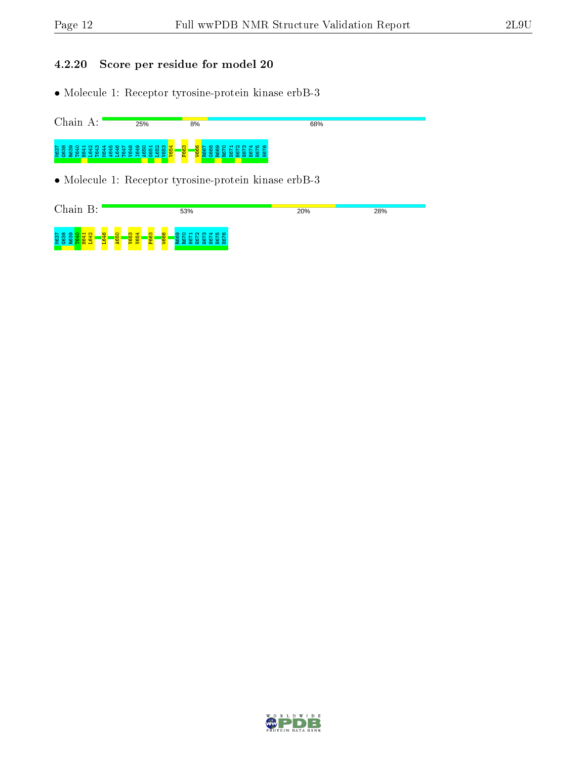### 4.2.20 Score per residue for model 20

- Molecule 1: Receptor tyrosine-protein kinase erbB-3

Chain A:

25%

8%

68%

N637 G638 R639 T640 H641 L642 T643 M644 A645 L646 T647 V648 I649 A650 G651 L652 V653 V654 F663 W666 R667 G668 R669 R670 H671 H672 H673 H674 H675 H676

- Molecule 1: Receptor tyrosine-protein kinase erbB-3

Chain B:

53%

20%

28%

N637 G638 R639 T640 H641 L642 L646 A650 V653 V654 F663 W666 R669 R670 H671 H672 H673 H674 H675 H676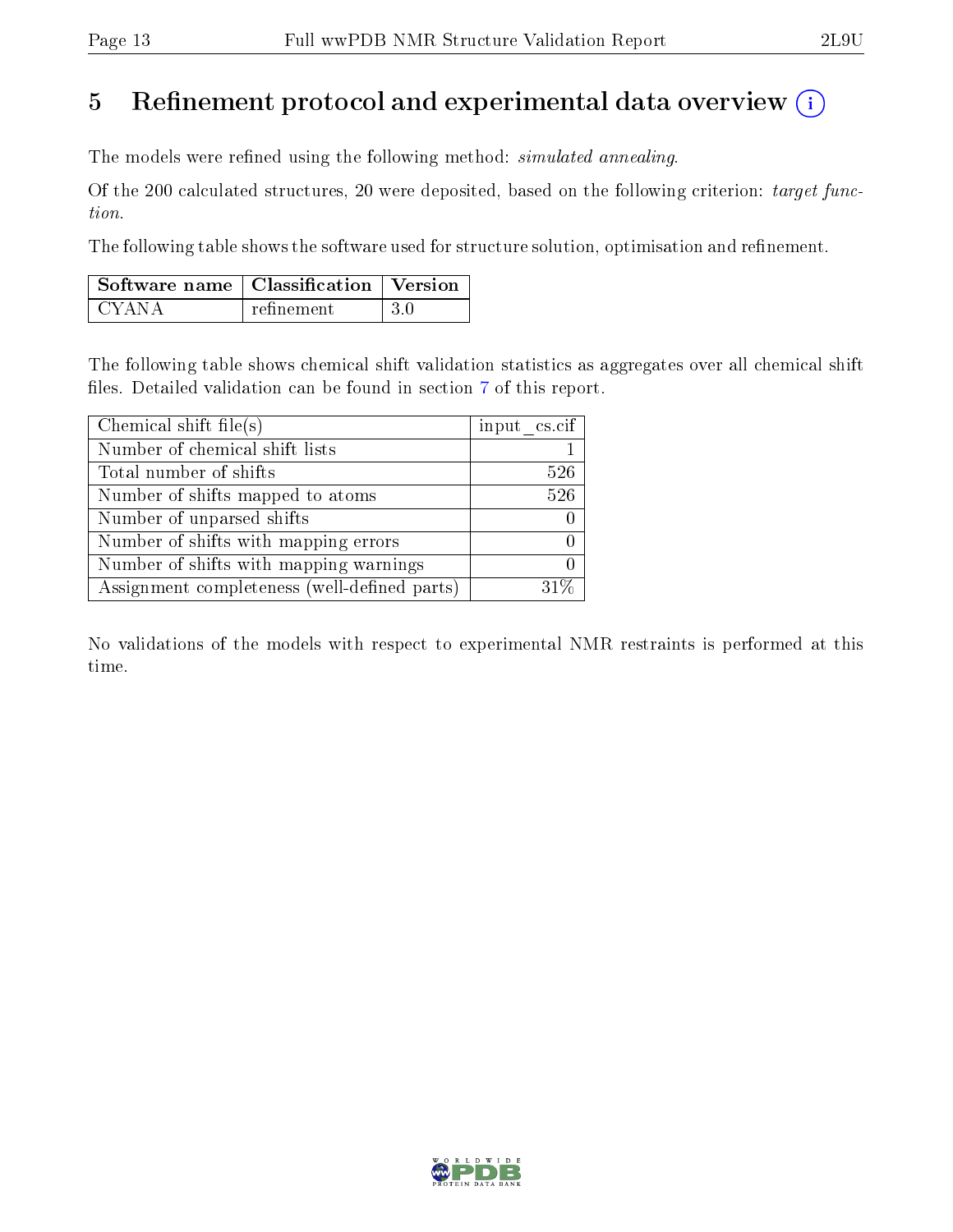# 5 Refinement protocol and experimental data overview (i)

The models were refined using the following method: *simulated annealing*.

Of the 200 calculated structures, 20 were deposited, based on the following criterion: *target function*.

The following table shows the software used for structure solution, optimisation and refinement.

| Software name | Classification | Version |
|---|---|---|
| CYANA | refinement | 3.0 |

The following table shows chemical shift validation statistics as aggregates over all chemical shift files. Detailed validation can be found in section 7 of this report.

| Chemical shift file(s) | input_cs.cif |
|---|---|
| Number of chemical shift lists | 1 |
| Total number of shifts | 526 |
| Number of shifts mapped to atoms | 526 |
| Number of unparsed shifts | 0 |
| Number of shifts with mapping errors | 0 |
| Number of shifts with mapping warnings | 0 |
| Assignment completeness (well-defined parts) | 31% |

No validations of the models with respect to experimental NMR restraints is performed at this time.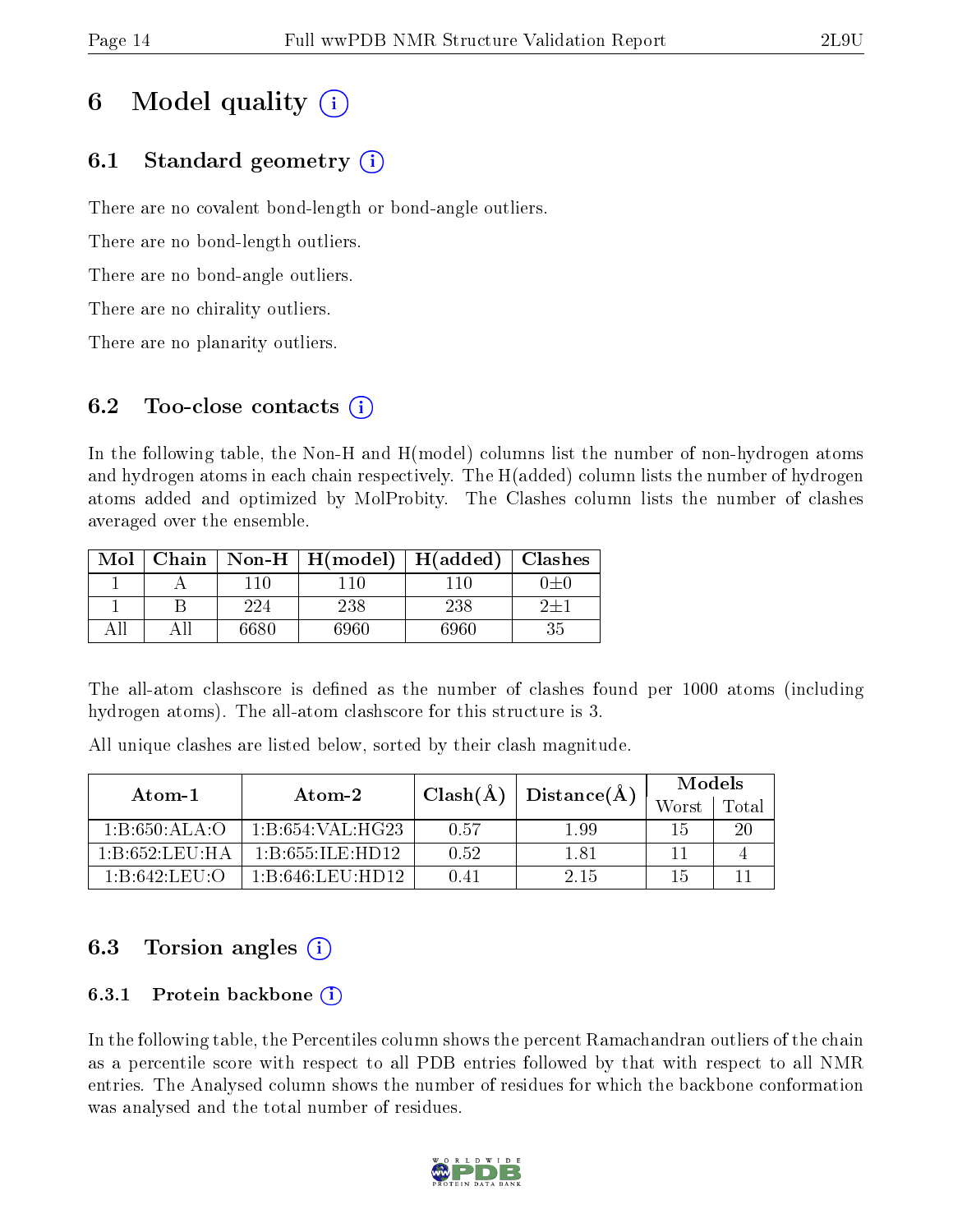# 6 Model quality

## 6.1 Standard geometry

There are no covalent bond-length or bond-angle outliers.

There are no bond-length outliers.

There are no bond-angle outliers.

There are no chirality outliers.

There are no planarity outliers.

## 6.2 Too-close contacts

In the following table, the Non-H and H(model) columns list the number of non-hydrogen atoms and hydrogen atoms in each chain respectively. The H(added) column lists the number of hydrogen atoms added and optimized by MolProbity. The Clashes column lists the number of clashes averaged over the ensemble.

| Mol | Chain | Non-H | H(model) | H(added) | Clashes |
|---|---|---|---|---|---|
| 1 | A | 110 | 110 | 110 | 0±0 |
| 1 | B | 224 | 238 | 238 | 2±1 |
| All | All | 6680 | 6960 | 6960 | 35 |

The all-atom clashscore is defined as the number of clashes found per 1000 atoms (including hydrogen atoms). The all-atom clashscore for this structure is 3.

All unique clashes are listed below, sorted by their clash magnitude.

| Atom-1 | Atom-2 | Clash(Å) | Distance(Å) | Models | |
|---|---|---|---|---|---|
| | | | | Worst | Total |
| 1:B:650:ALA:O | 1:B:654:VAL:HG23 | 0.57 | 1.99 | 15 | 20 |
| 1:B:652:LEU:HA | 1:B:655:ILE:HD12 | 0.52 | 1.81 | 11 | 4 |
| 1:B:642:LEU:O | 1:B:646:LEU:HD12 | 0.41 | 2.15 | 15 | 11 |

## 6.3 Torsion angles

### 6.3.1 Protein backbone

In the following table, the Percentiles column shows the percent Ramachandran outliers of the chain as a percentile score with respect to all PDB entries followed by that with respect to all NMR entries. The Analysed column shows the number of residues for which the backbone conformation was analysed and the total number of residues.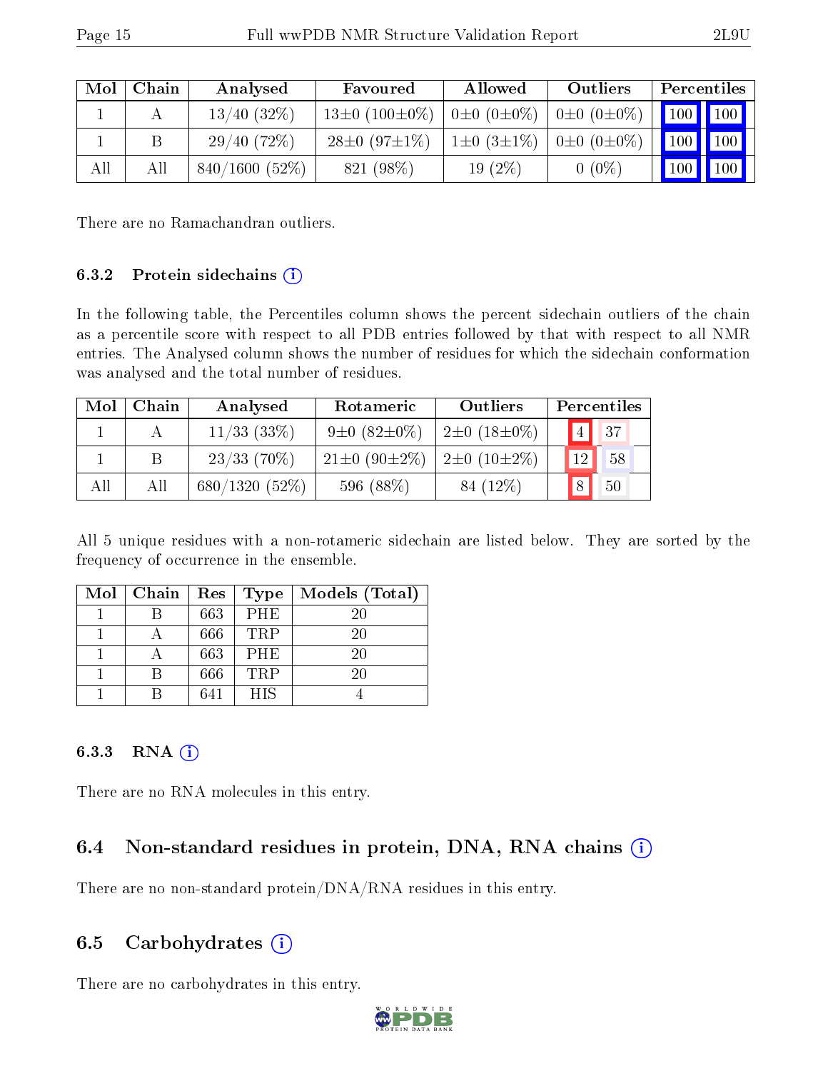| Mol | Chain | Analysed | Favoured | Allowed | Outliers | Percentiles | |
|---|---|---|---|---|---|---|---|
| 1 | A | 13/40 (32%) | 13±0 (100±0%) | 0±0 (0±0%) | 0±0 (0±0%) | 100 | 100 |
| 1 | B | 29/40 (72%) | 28±0 (97±1%) | 1±0 (3±1%) | 0±0 (0±0%) | 100 | 100 |
| All | All | 840/1600 (52%) | 821 (98%) | 19 (2%) | 0 (0%) | 100 | 100 |

There are no Ramachandran outliers.

### 6.3.2 Protein sidechains

In the following table, the Percentiles column shows the percent sidechain outliers of the chain as a percentile score with respect to all PDB entries followed by that with respect to all NMR entries. The Analysed column shows the number of residues for which the sidechain conformation was analysed and the total number of residues.

| Mol | Chain | Analysed | Rotameric | Outliers | Percentiles | |
|---|---|---|---|---|---|---|
| 1 | A | 11/33 (33%) | 9±0 (82±0%) | 2±0 (18±0%) | 4 | 37 |
| 1 | B | 23/33 (70%) | 21±0 (90±2%) | 2±0 (10±2%) | 12 | 58 |
| All | All | 680/1320 (52%) | 596 (88%) | 84 (12%) | 8 | 50 |

All 5 unique residues with a non-rotameric sidechain are listed below. They are sorted by the frequency of occurrence in the ensemble.

| Mol | Chain | Res | Type | Models (Total) |
|---|---|---|---|---|
| 1 | B | 663 | PHE | 20 |
| 1 | A | 666 | TRP | 20 |
| 1 | A | 663 | PHE | 20 |
| 1 | B | 666 | TRP | 20 |
| 1 | B | 641 | HIS | 4 |

### 6.3.3 RNA

There are no RNA molecules in this entry.

## 6.4 Non-standard residues in protein, DNA, RNA chains

There are no non-standard protein/DNA/RNA residues in this entry.

## 6.5 Carbohydrates

There are no carbohydrates in this entry.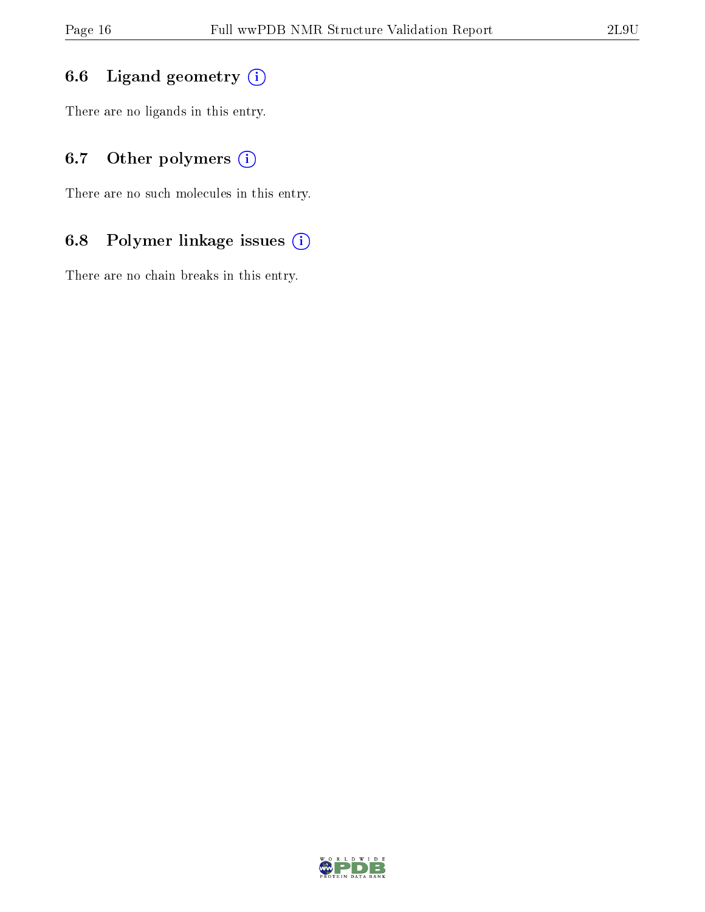### 6.6 Ligand geometry (i)

There are no ligands in this entry.

### 6.7 Other polymers (i)

There are no such molecules in this entry.

### 6.8 Polymer linkage issues (i)

There are no chain breaks in this entry.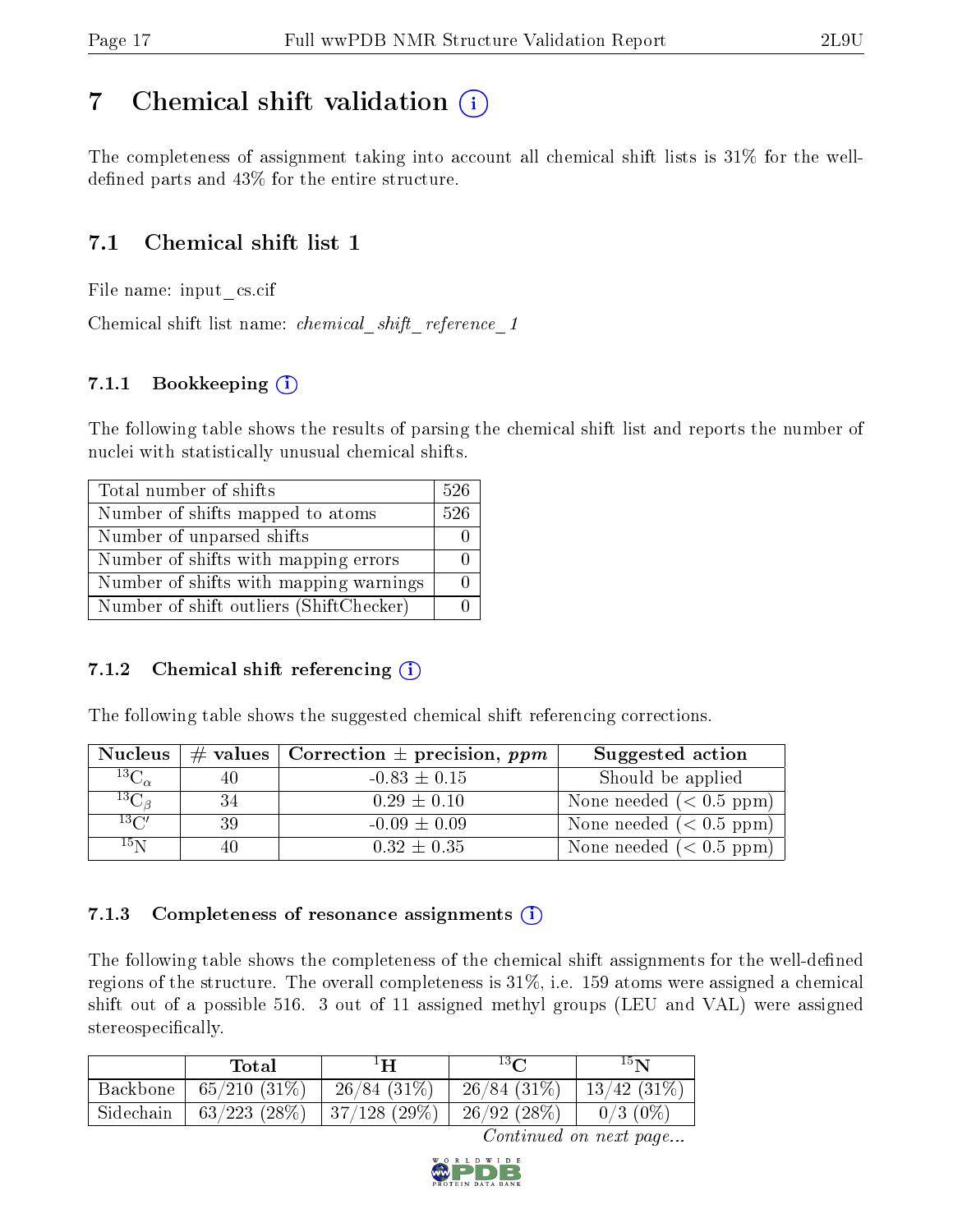# 7 Chemical shift validation

The completeness of assignment taking into account all chemical shift lists is 31% for the well-defined parts and 43% for the entire structure.

## 7.1 Chemical shift list 1

File name: input_cs.cif

Chemical shift list name: *chemical_shift_reference_1*

### 7.1.1 Bookkeeping

The following table shows the results of parsing the chemical shift list and reports the number of nuclei with statistically unusual chemical shifts.

| | |
|---|---|
| Total number of shifts | 526 |
| Number of shifts mapped to atoms | 526 |
| Number of unparsed shifts | 0 |
| Number of shifts with mapping errors | 0 |
| Number of shifts with mapping warnings | 0 |
| Number of shift outliers (ShiftChecker) | 0 |

### 7.1.2 Chemical shift referencing

The following table shows the suggested chemical shift referencing corrections.

| Nucleus | # values | Correction ± precision, *ppm* | Suggested action |
|---|---|---|---|
| $^{13}C_{\alpha}$ | 40 | -0.83 ± 0.15 | Should be applied |
| $^{13}C_{\beta}$ | 34 | 0.29 ± 0.10 | None needed (< 0.5 ppm) |
| $^{13}C'$ | 39 | -0.09 ± 0.09 | None needed (< 0.5 ppm) |
| $^{15}N$ | 40 | 0.32 ± 0.35 | None needed (< 0.5 ppm) |

### 7.1.3 Completeness of resonance assignments

The following table shows the completeness of the chemical shift assignments for the well-defined regions of the structure. The overall completeness is 31%, i.e. 159 atoms were assigned a chemical shift out of a possible 516. 3 out of 11 assigned methyl groups (LEU and VAL) were assigned stereospecifically.

| | Total | $^{1}H$ | $^{13}C$ | $^{15}N$ |
|---|---|---|---|---|
| Backbone | 65/210 (31%) | 26/84 (31%) | 26/84 (31%) | 13/42 (31%) |
| Sidechain | 63/223 (28%) | 37/128 (29%) | 26/92 (28%) | 0/3 (0%) |

*Continued on next page...*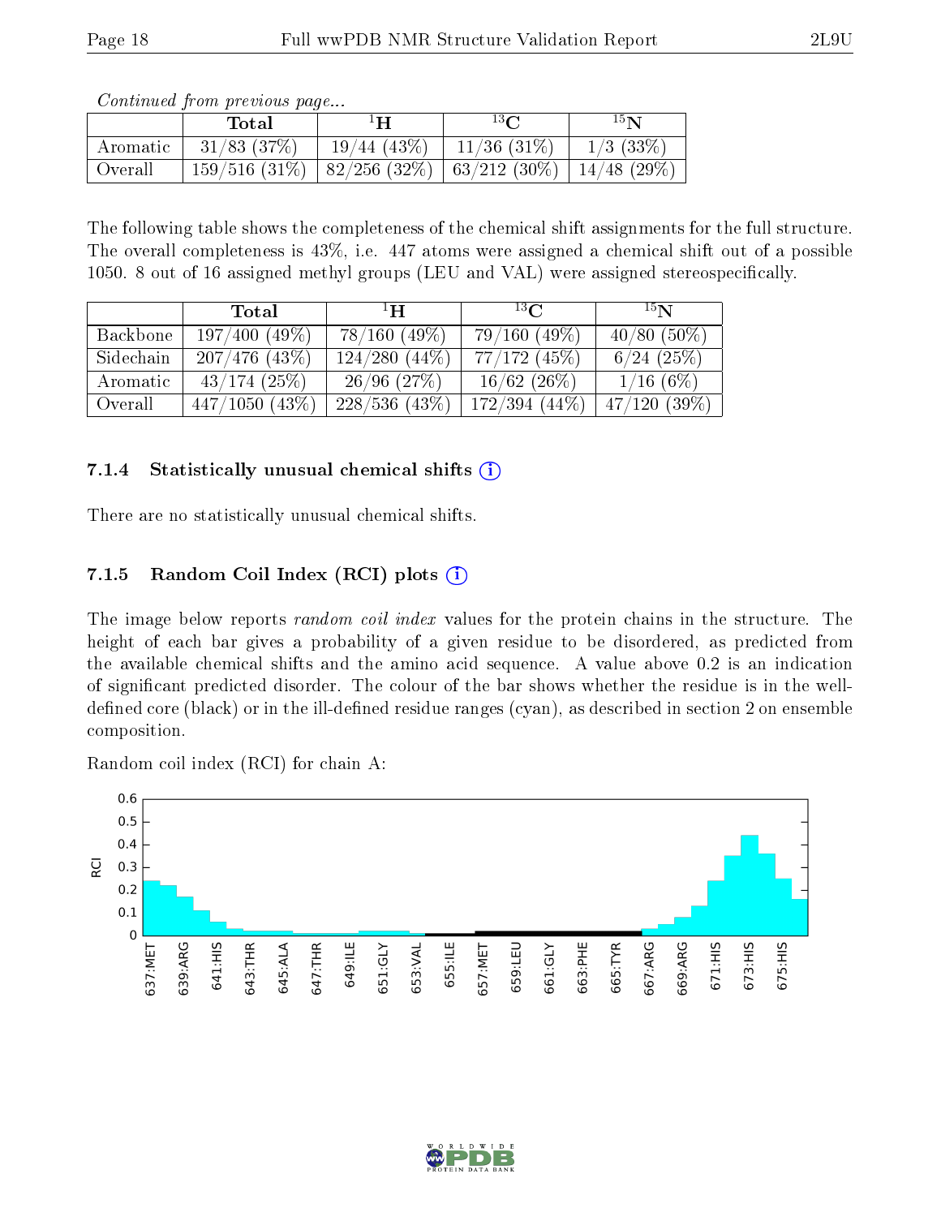*Continued from previous page...*

| | Total | $^{1}$H | $^{13}$C | $^{15}$N |
|---|---|---|---|---|
| Aromatic | 31/83 (37%) | 19/44 (43%) | 11/36 (31%) | 1/3 (33%) |
| Overall | 159/516 (31%) | 82/256 (32%) | 63/212 (30%) | 14/48 (29%) |

The following table shows the completeness of the chemical shift assignments for the full structure. The overall completeness is 43%, i.e. 447 atoms were assigned a chemical shift out of a possible 1050. 8 out of 16 assigned methyl groups (LEU and VAL) were assigned stereospecifically.

| | Total | $^{1}$H | $^{13}$C | $^{15}$N |
|---|---|---|---|---|
| Backbone | 197/400 (49%) | 78/160 (49%) | 79/160 (49%) | 40/80 (50%) |
| Sidechain | 207/476 (43%) | 124/280 (44%) | 77/172 (45%) | 6/24 (25%) |
| Aromatic | 43/174 (25%) | 26/96 (27%) | 16/62 (26%) | 1/16 (6%) |
| Overall | 447/1050 (43%) | 228/536 (43%) | 172/394 (44%) | 47/120 (39%) |

### 7.1.4 Statistically unusual chemical shifts

There are no statistically unusual chemical shifts.

### 7.1.5 Random Coil Index (RCI) plots

The image below reports *random coil index* values for the protein chains in the structure. The height of each bar gives a probability of a given residue to be disordered, as predicted from the available chemical shifts and the amino acid sequence. A value above 0.2 is an indication of significant predicted disorder. The colour of the bar shows whether the residue is in the well-defined core (black) or in the ill-defined residue ranges (cyan), as described in section 2 on ensemble composition.

Random coil index (RCI) for chain A:

RCI
0.6
0.5
0.4
0.3
0.2
0.1
0
637:MET
639:ARG
641:HIS
643:THR
645:ALA
647:THR
649:ILE
651:GLY
653:VAL
655:ILE
657:MET
659:LEU
661:GLY
663:PHE
665:TYR
667:ARG
669:ARG
671:HIS
673:HIS
675:HIS